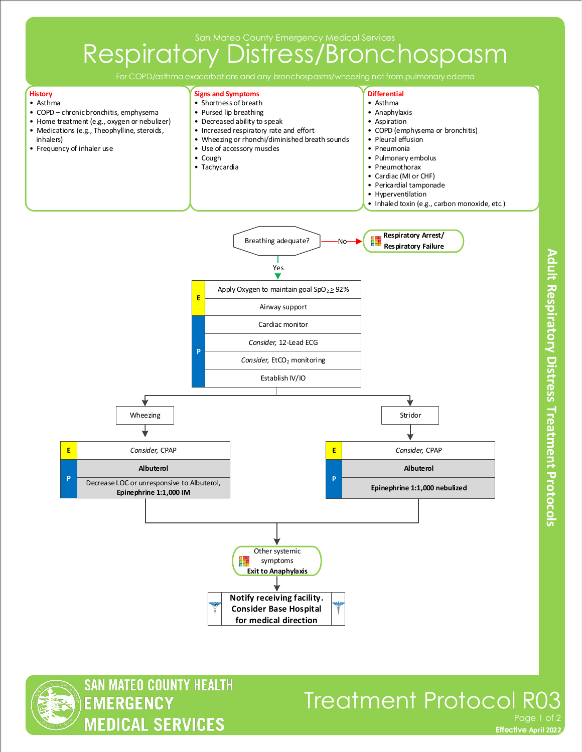San Mateo County Emergency Medical Services

# Respiratory Distress/Bronchospasm

For COPD/asthma exacerbations and any bronchospasms/wheezing not from pulmonary edema

**History**
- Asthma
- COPD – chronic bronchitis, emphysema
- Home treatment (e.g., oxygen or nebulizer)
- Medications (e.g., Theophylline, steroids, inhalers)
- Frequency of inhaler use

**Signs and Symptoms**
- Shortness of breath
- Pursed lip breathing
- Decreased ability to speak
- Increased respiratory rate and effort
- Wheezing or rhonchi/diminished breath sounds
- Use of accessory muscles
- Cough
- Tachycardia

**Differential**
- Asthma
- Anaphylaxis
- Aspiration
- COPD (emphysema or bronchitis)
- Pleural effusion
- Pneumonia
- Pulmonary embolus
- Pneumothorax
- Cardiac (MI or CHF)
- Pericardial tamponade
- Hyperventilation
- Inhaled toxin (e.g., carbon monoxide, etc.)

Breathing adequate?
- No → **Respiratory Arrest/ Respiratory Failure**
- Yes ↓

| | |
|---|---|
| E | Apply Oxygen to maintain goal $SpO_2 \geq 92\%$ |
| E | Airway support |
| P | Cardiac monitor |
| P | *Consider,* 12-Lead ECG |
| P | *Consider,* $EtCO_2$ monitoring |
| P | Establish IV/IO |

**Wheezing**

| | |
|---|---|
| E | *Consider,* CPAP |
| P | **Albuterol** |
| P | Decrease LOC or unresponsive to Albuterol, **Epinephrine 1:1,000 IM** |

**Stridor**

| | |
|---|---|
| E | *Consider,* CPAP |
| P | **Albuterol** |
| P | **Epinephrine 1:1,000 nebulized** |

Other systemic symptoms
**Exit to Anaphylaxis**

**Notify receiving facility. Consider Base Hospital for medical direction**

Adult Respiratory Distress Treatment Protocols

SAN MATEO COUNTY HEALTH EMERGENCY MEDICAL SERVICES

Treatment Protocol R03

Effective April 2022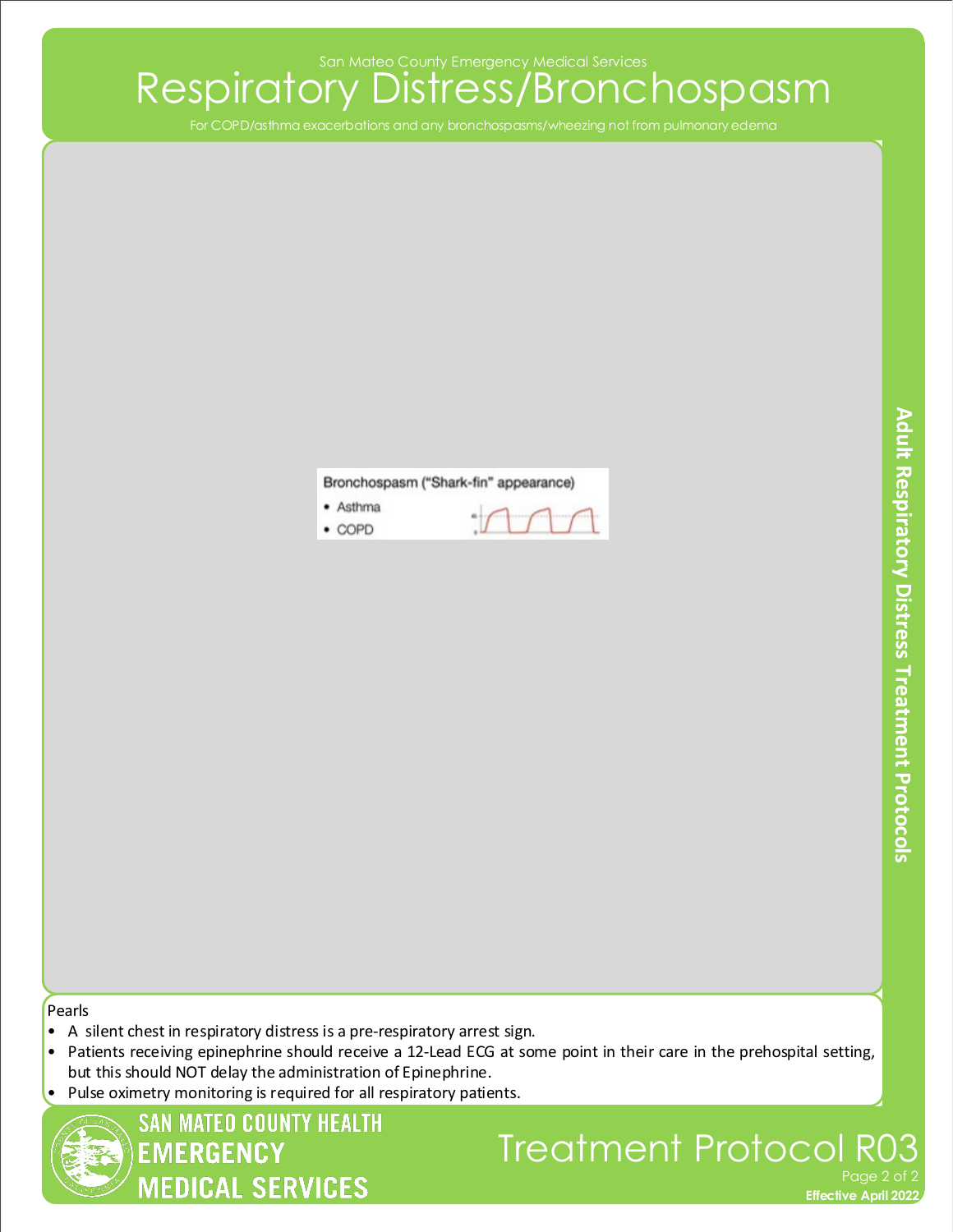San Mateo County Emergency Medical Services

# Respiratory Distress/Bronchospasm

For COPD/asthma exacerbations and any bronchospasms/wheezing not from pulmonary edema

Bronchospasm ("Shark-fin" appearance)

- Asthma
- COPD

Pearls

- A silent chest in respiratory distress is a pre-respiratory arrest sign.
- Patients receiving epinephrine should receive a 12-Lead ECG at some point in their care in the prehospital setting, but this should NOT delay the administration of Epinephrine.
- Pulse oximetry monitoring is required for all respiratory patients.

Treatment Protocol R03

Effective April 2022